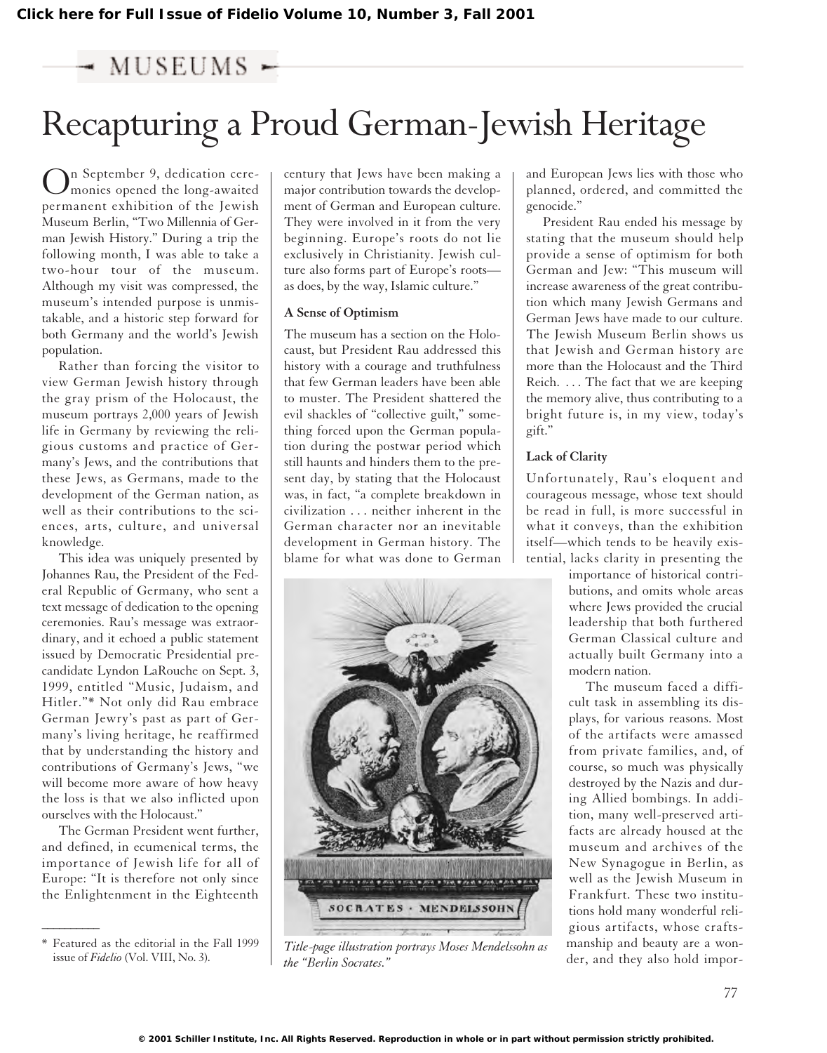MUSEUMS

# Recapturing a Proud German-Jewish Heritage

On September 9, dedication ceremonies opened the long-awaited permanent exhibition of the Jewish Museum Berlin, "Two Millennia of German Jewish History." During a trip the following month, I was able to take a two-hour tour of the museum. Although my visit was compressed, the museum's intended purpose is unmistakable, and a historic step forward for both Germany and the world's Jewish population.

Rather than forcing the visitor to view German Jewish history through the gray prism of the Holocaust, the museum portrays 2,000 years of Jewish life in Germany by reviewing the religious customs and practice of Germany's Jews, and the contributions that these Jews, as Germans, made to the development of the German nation, as well as their contributions to the sciences, arts, culture, and universal knowledge.

This idea was uniquely presented by Johannes Rau, the President of the Federal Republic of Germany, who sent a text message of dedication to the opening ceremonies. Rau's message was extraordinary, and it echoed a public statement issued by Democratic Presidential precandidate Lyndon LaRouche on Sept. 3, 1999, entitled "Music, Judaism, and Hitler."* Not only did Rau embrace German Jewry's past as part of Germany's living heritage, he reaffirmed that by understanding the history and contributions of Germany's Jews, "we will become more aware of how heavy the loss is that we also inflicted upon ourselves with the Holocaust."

The German President went further, and defined, in ecumenical terms, the importance of Jewish life for all of Europe: "It is therefore not only since the Enlightenment in the Eighteenth century that Jews have been making a major contribution towards the development of German and European culture. They were involved in it from the very beginning. Europe's roots do not lie exclusively in Christianity. Jewish culture also forms part of Europe's roots—as does, by the way, Islamic culture."

### A Sense of Optimism

The museum has a section on the Holocaust, but President Rau addressed this history with a courage and truthfulness that few German leaders have been able to muster. The President shattered the evil shackles of "collective guilt," something forced upon the German population during the postwar period which still haunts and hinders them to the present day, by stating that the Holocaust was, in fact, "a complete breakdown in civilization . . . neither inherent in the German character nor an inevitable development in German history. The blame for what was done to German and European Jews lies with those who planned, ordered, and committed the genocide."

President Rau ended his message by stating that the museum should help provide a sense of optimism for both German and Jew: "This museum will increase awareness of the great contribution which many Jewish Germans and German Jews have made to our culture. The Jewish Museum Berlin shows us that Jewish and German history are more than the Holocaust and the Third Reich. . . . The fact that we are keeping the memory alive, thus contributing to a bright future is, in my view, today's gift."

### Lack of Clarity

Unfortunately, Rau's eloquent and courageous message, whose text should be read in full, is more successful in what it conveys, than the exhibition itself—which tends to be heavily existential, lacks clarity in presenting the importance of historical contributions, and omits whole areas where Jews provided the crucial leadership that both furthered German Classical culture and actually built Germany into a modern nation.

The museum faced a difficult task in assembling its displays, for various reasons. Most of the artifacts were amassed from private families, and, of course, so much was physically destroyed by the Nazis and during Allied bombings. In addition, many well-preserved artifacts are already housed at the museum and archives of the New Synagogue in Berlin, as well as the Jewish Museum in Frankfurt. These two institutions hold many wonderful religious artifacts, whose craftsmanship and beauty are a wonder, and they also hold impor-

*Title-page illustration portrays Moses Mendelssohn as the "Berlin Socrates."*

---

\* Featured as the editorial in the Fall 1999 issue of *Fidelio* (Vol. VIII, No. 3).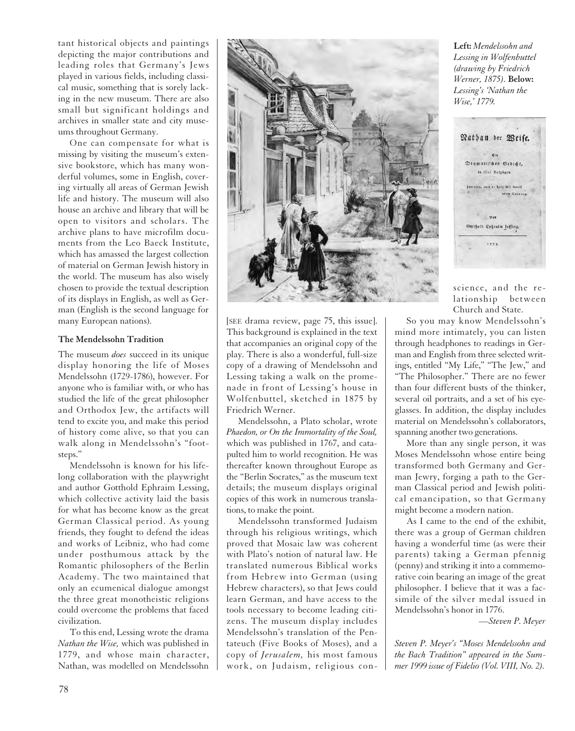tant historical objects and paintings depicting the major contributions and leading roles that Germany's Jews played in various fields, including classical music, something that is sorely lacking in the new museum. There are also small but significant holdings and archives in smaller state and city museums throughout Germany.

One can compensate for what is missing by visiting the museum's extensive bookstore, which has many wonderful volumes, some in English, covering virtually all areas of German Jewish life and history. The museum will also house an archive and library that will be open to visitors and scholars. The archive plans to have microfilm documents from the Leo Baeck Institute, which has amassed the largest collection of material on German Jewish history in the world. The museum has also wisely chosen to provide the textual description of its displays in English, as well as German (English is the second language for many European nations).

**The Mendelssohn Tradition**

The museum *does* succeed in its unique display honoring the life of Moses Mendelssohn (1729-1786), however. For anyone who is familiar with, or who has studied the life of the great philosopher and Orthodox Jew, the artifacts will tend to excite you, and make this period of history come alive, so that you can walk along in Mendelssohn's "footsteps."

Mendelssohn is known for his lifelong collaboration with the playwright and author Gotthold Ephraim Lessing, which collective activity laid the basis for what has become know as the great German Classical period. As young friends, they fought to defend the ideas and works of Leibniz, who had come under posthumous attack by the Romantic philosophers of the Berlin Academy. The two maintained that only an ecumenical dialogue amongst the three great monotheistic religions could overcome the problems that faced civilization.

To this end, Lessing wrote the drama *Nathan the Wise,* which was published in 1779, and whose main character, Nathan, was modelled on Mendelssohn [SEE drama review, page 75, this issue]. This background is explained in the text that accompanies an original copy of the play. There is also a wonderful, full-size copy of a drawing of Mendelssohn and Lessing taking a walk on the promenade in front of Lessing's house in Wolfenbuttel, sketched in 1875 by Friedrich Werner.

Mendelssohn, a Plato scholar, wrote *Phaedon, or On the Immortality of the Soul,* which was published in 1767, and catapulted him to world recognition. He was thereafter known throughout Europe as the "Berlin Socrates," as the museum text details; the museum displays original copies of this work in numerous translations, to make the point.

Mendelssohn transformed Judaism through his religious writings, which proved that Mosaic law was coherent with Plato's notion of natural law. He translated numerous Biblical works from Hebrew into German (using Hebrew characters), so that Jews could learn German, and have access to the tools necessary to become leading citizens. The museum display includes Mendelssohn's translation of the Pentateuch (Five Books of Moses), and a copy of *Jerusalem,* his most famous work, on Judaism, religious conscience, and the relationship between Church and State.

**Left:** *Mendelssohn and Lessing in Wolfenbuttel (drawing by Friedrich Werner, 1875).* **Below:** *Lessing's 'Nathan the Wise,' 1779.*

So you may know Mendelssohn's mind more intimately, you can listen through headphones to readings in German and English from three selected writings, entitled "My Life," "The Jew," and "The Philosopher." There are no fewer than four different busts of the thinker, several oil portraits, and a set of his eyeglasses. In addition, the display includes material on Mendelssohn's collaborators, spanning another two generations.

More than any single person, it was Moses Mendelssohn whose entire being transformed both Germany and German Jewry, forging a path to the German Classical period and Jewish political emancipation, so that Germany might become a modern nation.

As I came to the end of the exhibit, there was a group of German children having a wonderful time (as were their parents) taking a German pfennig (penny) and striking it into a commemorative coin bearing an image of the great philosopher. I believe that it was a facsimile of the silver medal issued in Mendelssohn's honor in 1776.

—*Steven P. Meyer*

*Steven P. Meyer's "Moses Mendelssohn and the Bach Tradition" appeared in the Summer 1999 issue of Fidelio (Vol. VIII, No. 2).*